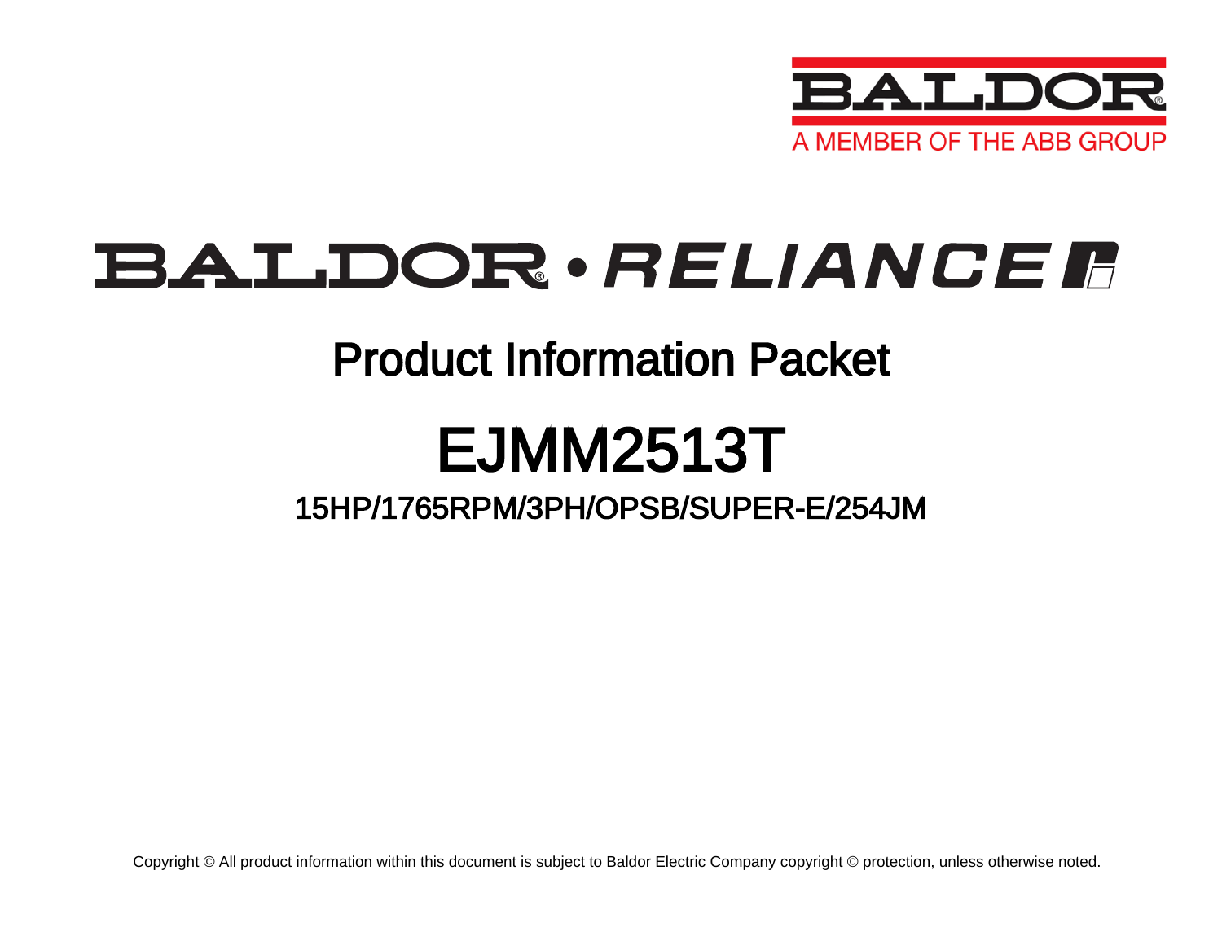BALDOR

A MEMBER OF THE ABB GROUP

# BALDOR • RELIANCE

## Product Information Packet

# EJMM2513T

### 15HP/1765RPM/3PH/OPSB/SUPER-E/254JM

Copyright © All product information within this document is subject to Baldor Electric Company copyright © protection, unless otherwise noted.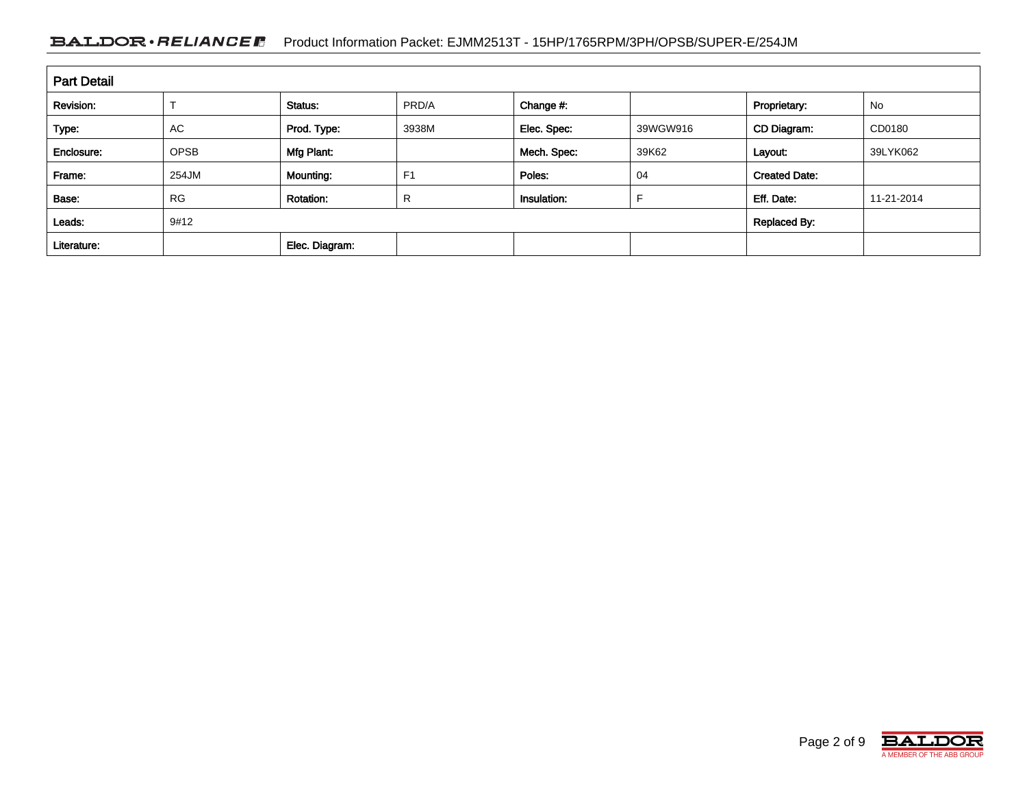## Part Detail

| Revision: | T | Status: | PRD/A | Change #: | | Proprietary: | No |
|---|---|---|---|---|---|---|---|
| Type: | AC | Prod. Type: | 3938M | Elec. Spec: | 39WGW916 | CD Diagram: | CD0180 |
| Enclosure: | OPSB | Mfg Plant: | | Mech. Spec: | 39K62 | Layout: | 39LYK062 |
| Frame: | 254JM | Mounting: | F1 | Poles: | 04 | Created Date: | |
| Base: | RG | Rotation: | R | Insulation: | F | Eff. Date: | 11-21-2014 |
| Leads: | 9#12 | | | | | Replaced By: | |
| Literature: | | Elec. Diagram: | | | | | |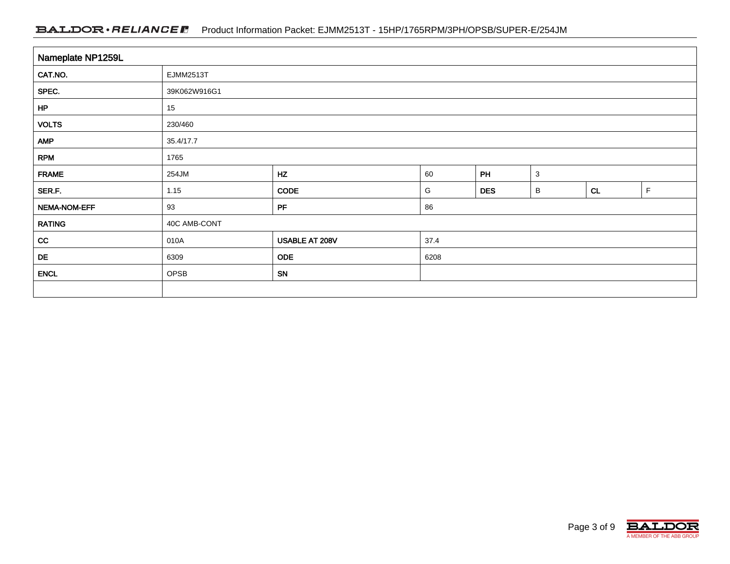| Nameplate NP1259L | | | | | | | |
|---|---|---|---|---|---|---|---|
| CAT.NO. | EJMM2513T | | | | | | |
| SPEC. | 39K062W916G1 | | | | | | |
| HP | 15 | | | | | | |
| VOLTS | 230/460 | | | | | | |
| AMP | 35.4/17.7 | | | | | | |
| RPM | 1765 | | | | | | |
| FRAME | 254JM | HZ | 60 | PH | 3 | | |
| SER.F. | 1.15 | CODE | G | DES | B | CL | F |
| NEMA-NOM-EFF | 93 | PF | 86 | | | | |
| RATING | 40C AMB-CONT | | | | | | |
| CC | 010A | USABLE AT 208V | 37.4 | | | | |
| DE | 6309 | ODE | 6208 | | | | |
| ENCL | OPSB | SN | | | | | |
| | | | | | | | |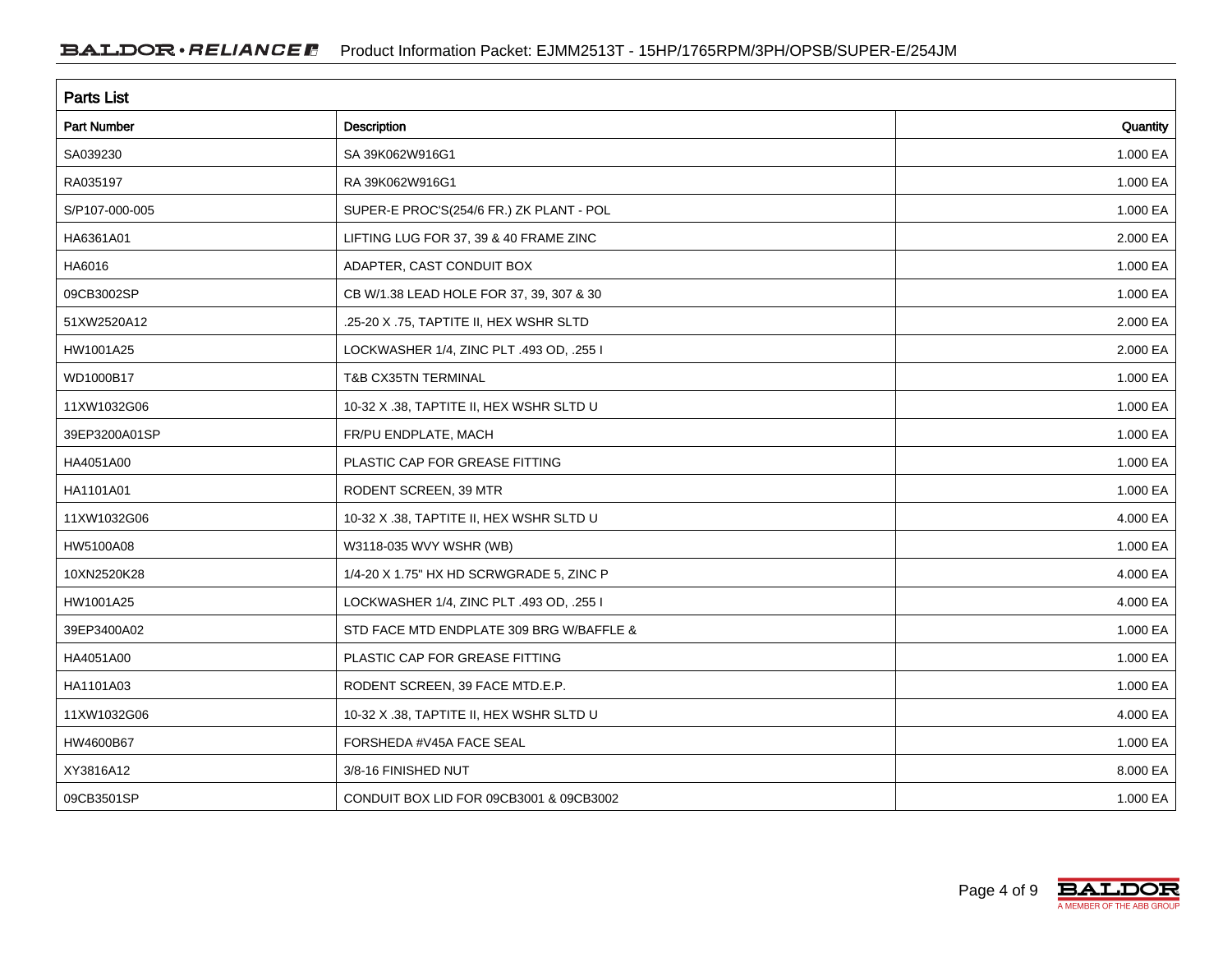## Parts List

| Part Number | Description | Quantity |
|---|---|---|
| SA039230 | SA 39K062W916G1 | 1.000 EA |
| RA035197 | RA 39K062W916G1 | 1.000 EA |
| S/P107-000-005 | SUPER-E PROC'S(254/6 FR.) ZK PLANT - POL | 1.000 EA |
| HA6361A01 | LIFTING LUG FOR 37, 39 & 40 FRAME ZINC | 2.000 EA |
| HA6016 | ADAPTER, CAST CONDUIT BOX | 1.000 EA |
| 09CB3002SP | CB W/1.38 LEAD HOLE FOR 37, 39, 307 & 30 | 1.000 EA |
| 51XW2520A12 | .25-20 X .75, TAPTITE II, HEX WSHR SLTD | 2.000 EA |
| HW1001A25 | LOCKWASHER 1/4, ZINC PLT .493 OD, .255 I | 2.000 EA |
| WD1000B17 | T&B CX35TN TERMINAL | 1.000 EA |
| 11XW1032G06 | 10-32 X .38, TAPTITE II, HEX WSHR SLTD U | 1.000 EA |
| 39EP3200A01SP | FR/PU ENDPLATE, MACH | 1.000 EA |
| HA4051A00 | PLASTIC CAP FOR GREASE FITTING | 1.000 EA |
| HA1101A01 | RODENT SCREEN, 39 MTR | 1.000 EA |
| 11XW1032G06 | 10-32 X .38, TAPTITE II, HEX WSHR SLTD U | 4.000 EA |
| HW5100A08 | W3118-035 WVY WSHR (WB) | 1.000 EA |
| 10XN2520K28 | 1/4-20 X 1.75" HX HD SCRWGRADE 5, ZINC P | 4.000 EA |
| HW1001A25 | LOCKWASHER 1/4, ZINC PLT .493 OD, .255 I | 4.000 EA |
| 39EP3400A02 | STD FACE MTD ENDPLATE 309 BRG W/BAFFLE & | 1.000 EA |
| HA4051A00 | PLASTIC CAP FOR GREASE FITTING | 1.000 EA |
| HA1101A03 | RODENT SCREEN, 39 FACE MTD.E.P. | 1.000 EA |
| 11XW1032G06 | 10-32 X .38, TAPTITE II, HEX WSHR SLTD U | 4.000 EA |
| HW4600B67 | FORSHEDA #V45A FACE SEAL | 1.000 EA |
| XY3816A12 | 3/8-16 FINISHED NUT | 8.000 EA |
| 09CB3501SP | CONDUIT BOX LID FOR 09CB3001 & 09CB3002 | 1.000 EA |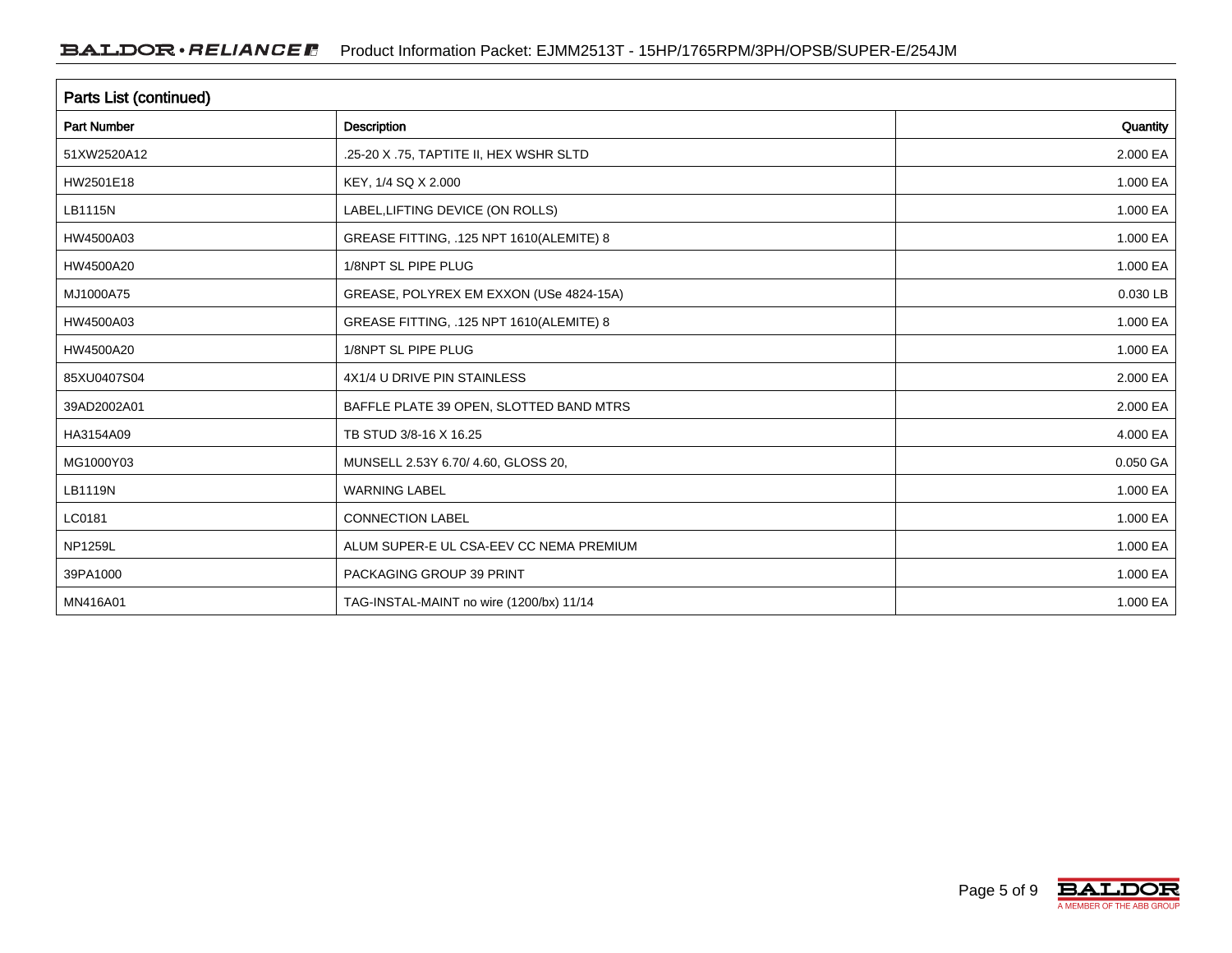## Parts List (continued)

| Part Number | Description | Quantity |
|---|---|---|
| 51XW2520A12 | .25-20 X .75, TAPTITE II, HEX WSHR SLTD | 2.000 EA |
| HW2501E18 | KEY, 1/4 SQ X 2.000 | 1.000 EA |
| LB1115N | LABEL,LIFTING DEVICE (ON ROLLS) | 1.000 EA |
| HW4500A03 | GREASE FITTING, .125 NPT 1610(ALEMITE) 8 | 1.000 EA |
| HW4500A20 | 1/8NPT SL PIPE PLUG | 1.000 EA |
| MJ1000A75 | GREASE, POLYREX EM EXXON (USe 4824-15A) | 0.030 LB |
| HW4500A03 | GREASE FITTING, .125 NPT 1610(ALEMITE) 8 | 1.000 EA |
| HW4500A20 | 1/8NPT SL PIPE PLUG | 1.000 EA |
| 85XU0407S04 | 4X1/4 U DRIVE PIN STAINLESS | 2.000 EA |
| 39AD2002A01 | BAFFLE PLATE 39 OPEN, SLOTTED BAND MTRS | 2.000 EA |
| HA3154A09 | TB STUD 3/8-16 X 16.25 | 4.000 EA |
| MG1000Y03 | MUNSELL 2.53Y 6.70/ 4.60, GLOSS 20, | 0.050 GA |
| LB1119N | WARNING LABEL | 1.000 EA |
| LC0181 | CONNECTION LABEL | 1.000 EA |
| NP1259L | ALUM SUPER-E UL CSA-EEV CC NEMA PREMIUM | 1.000 EA |
| 39PA1000 | PACKAGING GROUP 39 PRINT | 1.000 EA |
| MN416A01 | TAG-INSTAL-MAINT no wire (1200/bx) 11/14 | 1.000 EA |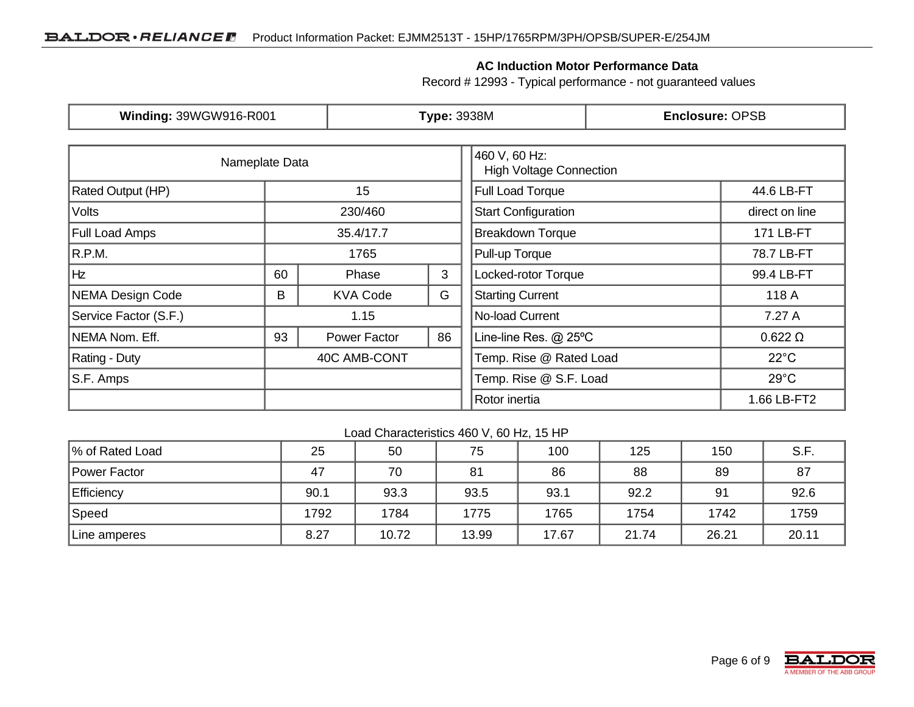## AC Induction Motor Performance Data

Record # 12993 - Typical performance - not guaranteed values

| **Winding:** 39WGW916-R001 | **Type:** 3938M | **Enclosure:** OPSB |
|---|---|---|

| Nameplate Data | | | |
|---|---|---|---|
| Rated Output (HP) | 15 | | |
| Volts | 230/460 | | |
| Full Load Amps | 35.4/17.7 | | |
| R.P.M. | 1765 | | |
| Hz | 60 | Phase | 3 |
| NEMA Design Code | B | KVA Code | G |
| Service Factor (S.F.) | 1.15 | | |
| NEMA Nom. Eff. | 93 | Power Factor | 86 |
| Rating - Duty | 40C AMB-CONT | | |
| S.F. Amps | | | |
| | | | |

| 460 V, 60 Hz: High Voltage Connection | |
|---|---|
| Full Load Torque | 44.6 LB-FT |
| Start Configuration | direct on line |
| Breakdown Torque | 171 LB-FT |
| Pull-up Torque | 78.7 LB-FT |
| Locked-rotor Torque | 99.4 LB-FT |
| Starting Current | 118 A |
| No-load Current | 7.27 A |
| Line-line Res. @ 25ºC | 0.622 Ω |
| Temp. Rise @ Rated Load | 22°C |
| Temp. Rise @ S.F. Load | 29°C |
| Rotor inertia | 1.66 LB-FT2 |

Load Characteristics 460 V, 60 Hz, 15 HP

| % of Rated Load | 25 | 50 | 75 | 100 | 125 | 150 | S.F. |
|---|---|---|---|---|---|---|---|
| Power Factor | 47 | 70 | 81 | 86 | 88 | 89 | 87 |
| Efficiency | 90.1 | 93.3 | 93.5 | 93.1 | 92.2 | 91 | 92.6 |
| Speed | 1792 | 1784 | 1775 | 1765 | 1754 | 1742 | 1759 |
| Line amperes | 8.27 | 10.72 | 13.99 | 17.67 | 21.74 | 26.21 | 20.11 |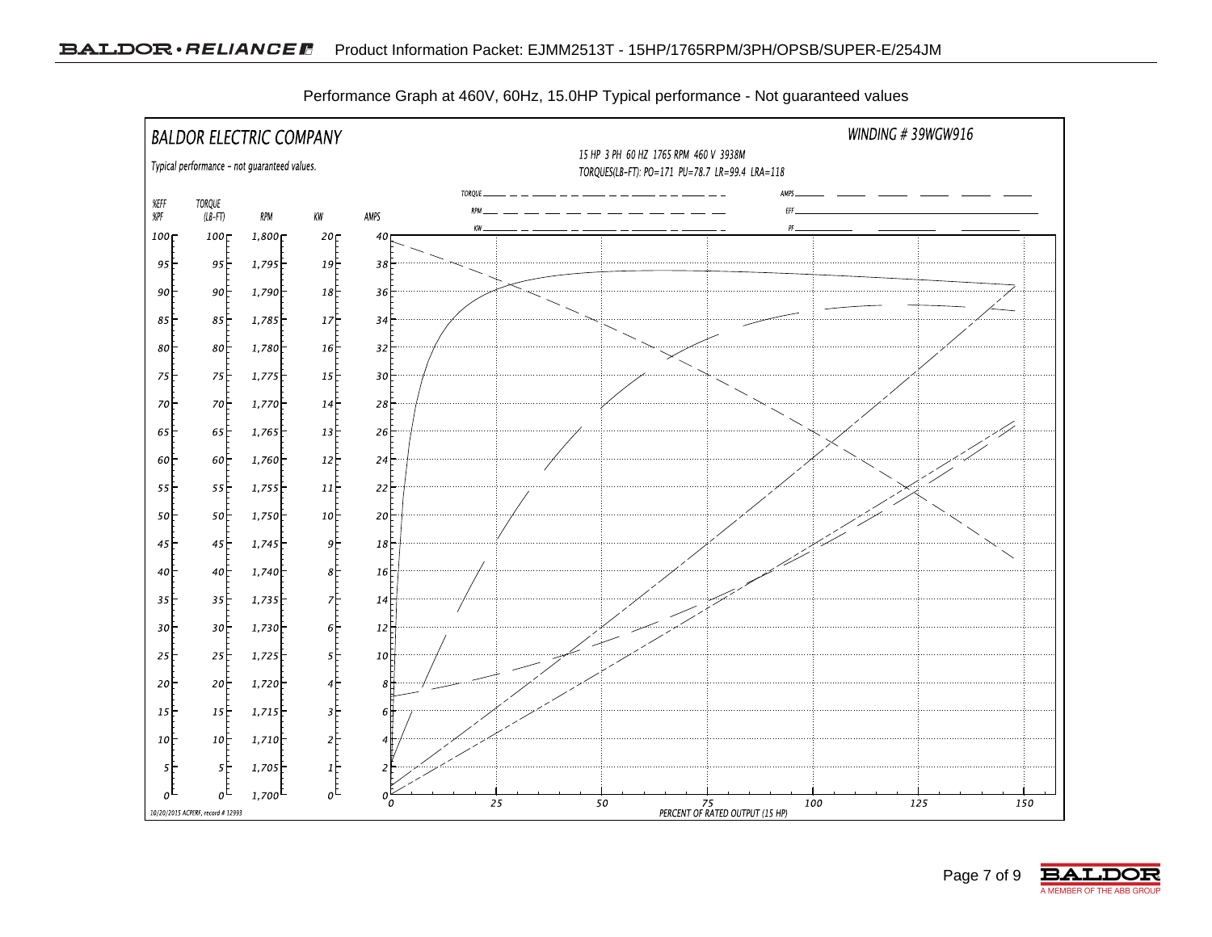Performance Graph at 460V, 60Hz, 15.0HP Typical performance - Not guaranteed values

BALDOR ELECTRIC COMPANY

Typical performance - not guaranteed values.

WINDING # 39WGW916

15 HP 3 PH 60 HZ 1765 RPM 460 V 3938M

TORQUES(LB-FT): PO=171 PU=78.7 LR=99.4 LRA=118

TORQUE, RPM, KW, AMPS, EFF, PF

| %EFF %PF | TORQUE (LB-FT) | RPM | KW | AMPS |
|---|---|---|---|---|
| 100 | 100 | 1,800 | 20 | 40 |
| 95 | 95 | 1,795 | 19 | 38 |
| 90 | 90 | 1,790 | 18 | 36 |
| 85 | 85 | 1,785 | 17 | 34 |
| 80 | 80 | 1,780 | 16 | 32 |
| 75 | 75 | 1,775 | 15 | 30 |
| 70 | 70 | 1,770 | 14 | 28 |
| 65 | 65 | 1,765 | 13 | 26 |
| 60 | 60 | 1,760 | 12 | 24 |
| 55 | 55 | 1,755 | 11 | 22 |
| 50 | 50 | 1,750 | 10 | 20 |
| 45 | 45 | 1,745 | 9 | 18 |
| 40 | 40 | 1,740 | 8 | 16 |
| 35 | 35 | 1,735 | 7 | 14 |
| 30 | 30 | 1,730 | 6 | 12 |
| 25 | 25 | 1,725 | 5 | 10 |
| 20 | 20 | 1,720 | 4 | 8 |
| 15 | 15 | 1,715 | 3 | 6 |
| 10 | 10 | 1,710 | 2 | 4 |
| 5 | 5 | 1,705 | 1 | 2 |
| 0 | 0 | 1,700 | 0 | 0 |

PERCENT OF RATED OUTPUT (15 HP): 0, 25, 50, 75, 100, 125, 150

10/20/2015 ACPERF, record # 12993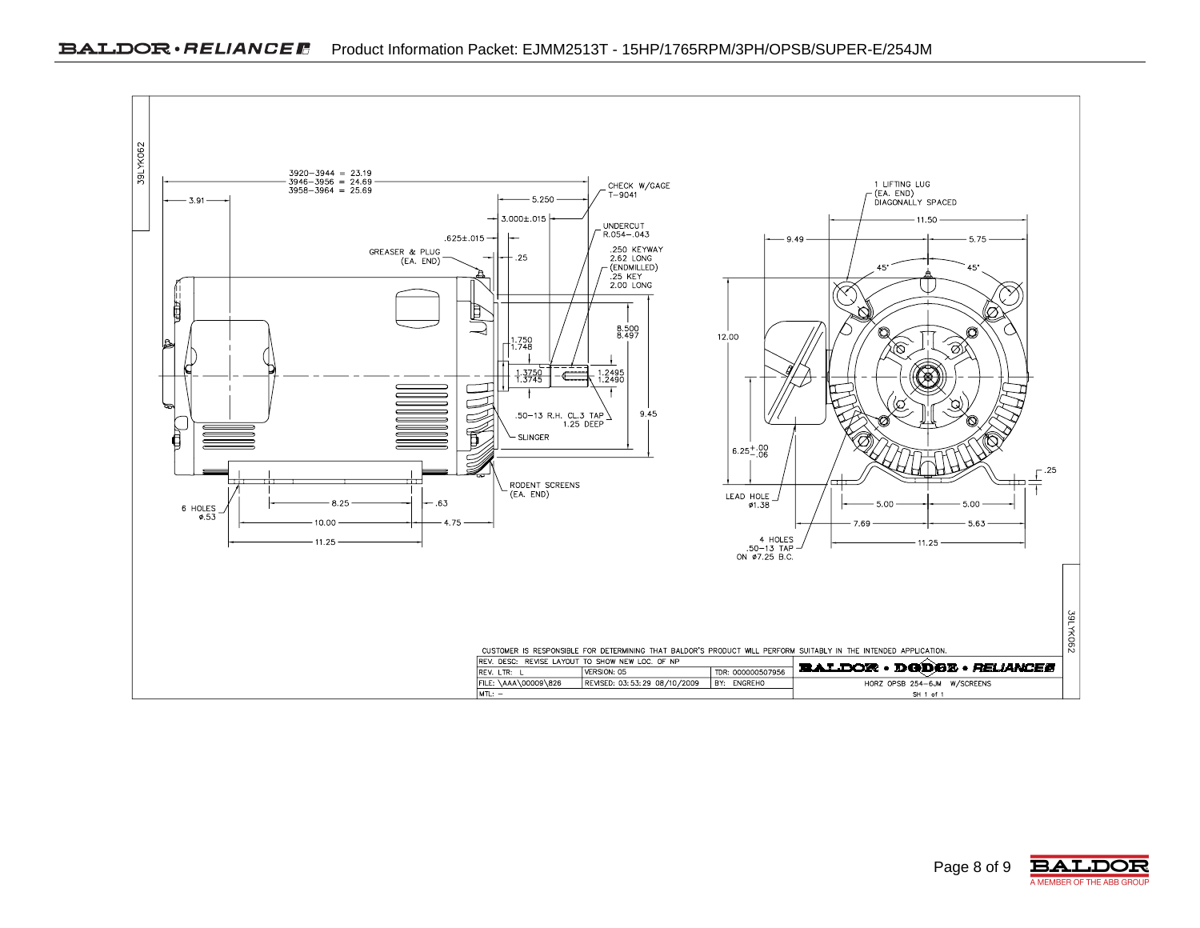39LYK062

3920–3944 = 23.19
3946–3956 = 24.69
3958–3964 = 25.69

3.91

CHECK W/GAGE T–9041

5.250

3.000±.015

UNDERCUT R.054–.043

.625±.015

GREASER & PLUG (EA. END)

.25

.250 KEYWAY 2.62 LONG (ENDMILLED) .25 KEY 2.00 LONG

8.500 / 8.497

1.750 / 1.748

1.3750 / 1.3745

1.2495 / 1.2490

.50–13 R.H. CL.3 TAP 1.25 DEEP

9.45

SLINGER

RODENT SCREENS (EA. END)

6 HOLES ø.53

8.25

.63

10.00

4.75

11.25

1 LIFTING LUG (EA. END) DIAGONALLY SPACED

11.50

9.49

5.75

45°

45°

12.00

$6.25^{+.00}_{-.06}$

.25

LEAD HOLE ø1.38

5.00

5.00

7.69

5.63

4 HOLES .50–13 TAP ON ø7.25 B.C.

11.25

CUSTOMER IS RESPONSIBLE FOR DETERMINING THAT BALDOR'S PRODUCT WILL PERFORM SUITABLY IN THE INTENDED APPLICATION.

| REV. DESC: REVISE LAYOUT TO SHOW NEW LOC. OF NP | | | BALDOR • DODGE • RELIANCE |
|---|---|---|---|
| REV. LTR: L | VERSION: 05 | TDR: 000000507956 | |
| FILE: \AAA\00009\826 | REVISED: 03:53:29 08/10/2009 | BY: ENGREHO | HORZ OPSB 254–6JM W/SCREENS |
| MTL: – | | | SH 1 of 1 |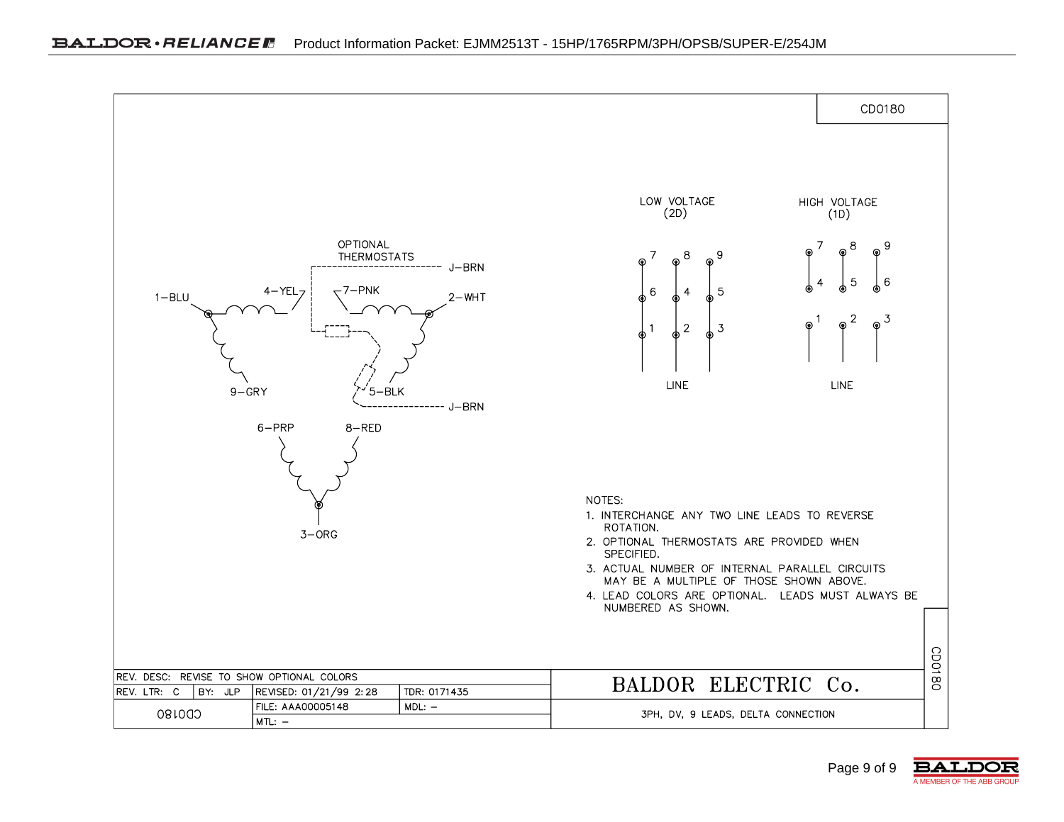CD0180

OPTIONAL THERMOSTATS

J–BRN

1–BLU

4–YEL

7–PNK

2–WHT

9–GRY

5–BLK

J–BRN

6–PRP

8–RED

3–ORG

LOW VOLTAGE (2D)

7 8 9

6 4 5

1 2 3

LINE

HIGH VOLTAGE (1D)

7 8 9

4 5 6

1 2 3

LINE

NOTES:

1. INTERCHANGE ANY TWO LINE LEADS TO REVERSE ROTATION.
2. OPTIONAL THERMOSTATS ARE PROVIDED WHEN SPECIFIED.
3. ACTUAL NUMBER OF INTERNAL PARALLEL CIRCUITS MAY BE A MULTIPLE OF THOSE SHOWN ABOVE.
4. LEAD COLORS ARE OPTIONAL. LEADS MUST ALWAYS BE NUMBERED AS SHOWN.

| | | | | |
|---|---|---|---|---|
| REV. DESC: REVISE TO SHOW OPTIONAL COLORS | | | | BALDOR ELECTRIC Co. |
| REV. LTR: C | BY: JLP | REVISED: 01/21/99 2:28 | TDR: 0171435 | |
| CD0180 | | FILE: AAA00005148 | MDL: – | 3PH, DV, 9 LEADS, DELTA CONNECTION |
| | | MTL: – | | |

CD0180